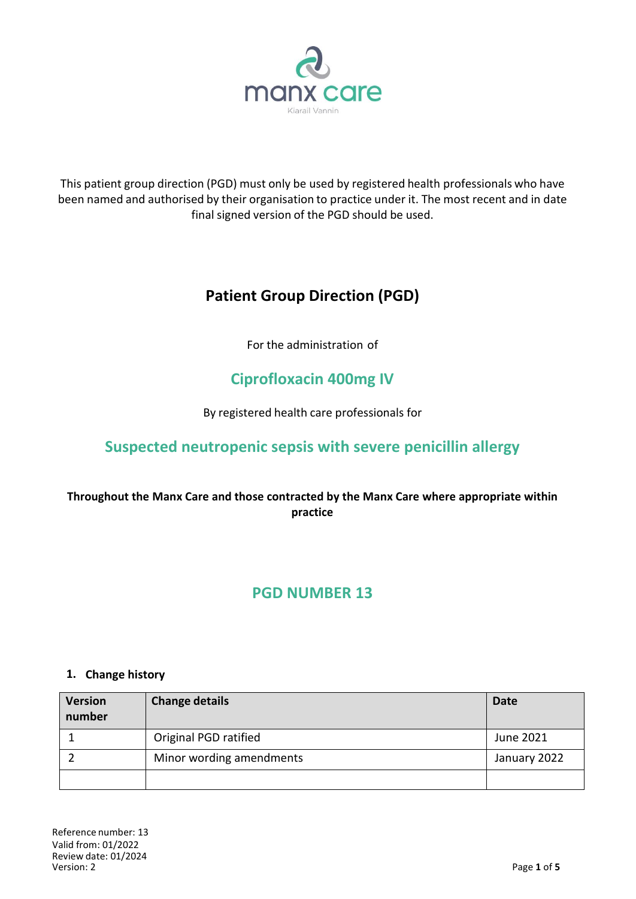manx care

Kiarail Vannin

This patient group direction (PGD) must only be used by registered health professionals who have been named and authorised by their organisation to practice under it. The most recent and in date final signed version of the PGD should be used.

# Patient Group Direction (PGD)

For the administration of

## Ciprofloxacin 400mg IV

By registered health care professionals for

## Suspected neutropenic sepsis with severe penicillin allergy

**Throughout the Manx Care and those contracted by the Manx Care where appropriate within practice**

## PGD NUMBER 13

### 1. Change history

| Version number | Change details | Date |
|---|---|---|
| 1 | Original PGD ratified | June 2021 |
| 2 | Minor wording amendments | January 2022 |
| | | |

Reference number: 13
Valid from: 01/2022
Review date: 01/2024
Version: 2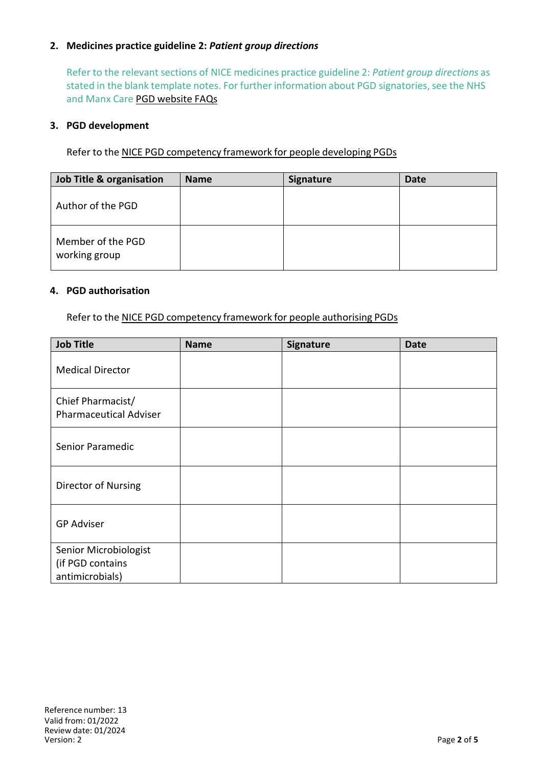### 2. Medicines practice guideline 2: *Patient group directions*

Refer to the relevant sections of NICE medicines practice guideline 2: *Patient group directions* as stated in the blank template notes. For further information about PGD signatories, see the NHS and Manx Care PGD website FAQs

### 3. PGD development

Refer to the NICE PGD competency framework for people developing PGDs

| Job Title & organisation | Name | Signature | Date |
|---|---|---|---|
| Author of the PGD | | | |
| Member of the PGD working group | | | |

### 4. PGD authorisation

Refer to the NICE PGD competency framework for people authorising PGDs

| Job Title | Name | Signature | Date |
|---|---|---|---|
| Medical Director | | | |
| Chief Pharmacist/ Pharmaceutical Adviser | | | |
| Senior Paramedic | | | |
| Director of Nursing | | | |
| GP Adviser | | | |
| Senior Microbiologist (if PGD contains antimicrobials) | | | |

Reference number: 13
Valid from: 01/2022
Review date: 01/2024
Version: 2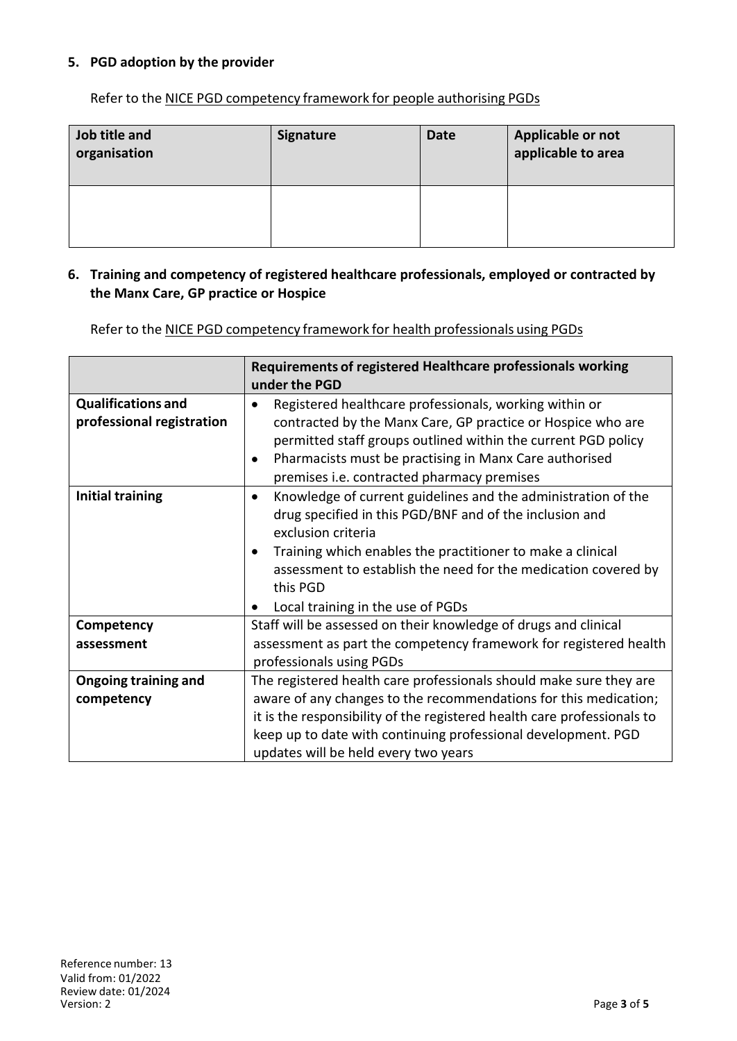## 5. PGD adoption by the provider

Refer to the NICE PGD competency framework for people authorising PGDs

| Job title and organisation | Signature | Date | Applicable or not applicable to area |
|---|---|---|---|
| | | | |

## 6. Training and competency of registered healthcare professionals, employed or contracted by the Manx Care, GP practice or Hospice

Refer to the NICE PGD competency framework for health professionals using PGDs

| | Requirements of registered Healthcare professionals working under the PGD |
|---|---|
| **Qualifications and professional registration** | • Registered healthcare professionals, working within or contracted by the Manx Care, GP practice or Hospice who are permitted staff groups outlined within the current PGD policy<br>• Pharmacists must be practising in Manx Care authorised premises i.e. contracted pharmacy premises |
| **Initial training** | • Knowledge of current guidelines and the administration of the drug specified in this PGD/BNF and of the inclusion and exclusion criteria<br>• Training which enables the practitioner to make a clinical assessment to establish the need for the medication covered by this PGD<br>• Local training in the use of PGDs |
| **Competency assessment** | Staff will be assessed on their knowledge of drugs and clinical assessment as part the competency framework for registered health professionals using PGDs |
| **Ongoing training and competency** | The registered health care professionals should make sure they are aware of any changes to the recommendations for this medication; it is the responsibility of the registered health care professionals to keep up to date with continuing professional development. PGD updates will be held every two years |

Reference number: 13
Valid from: 01/2022
Review date: 01/2024
Version: 2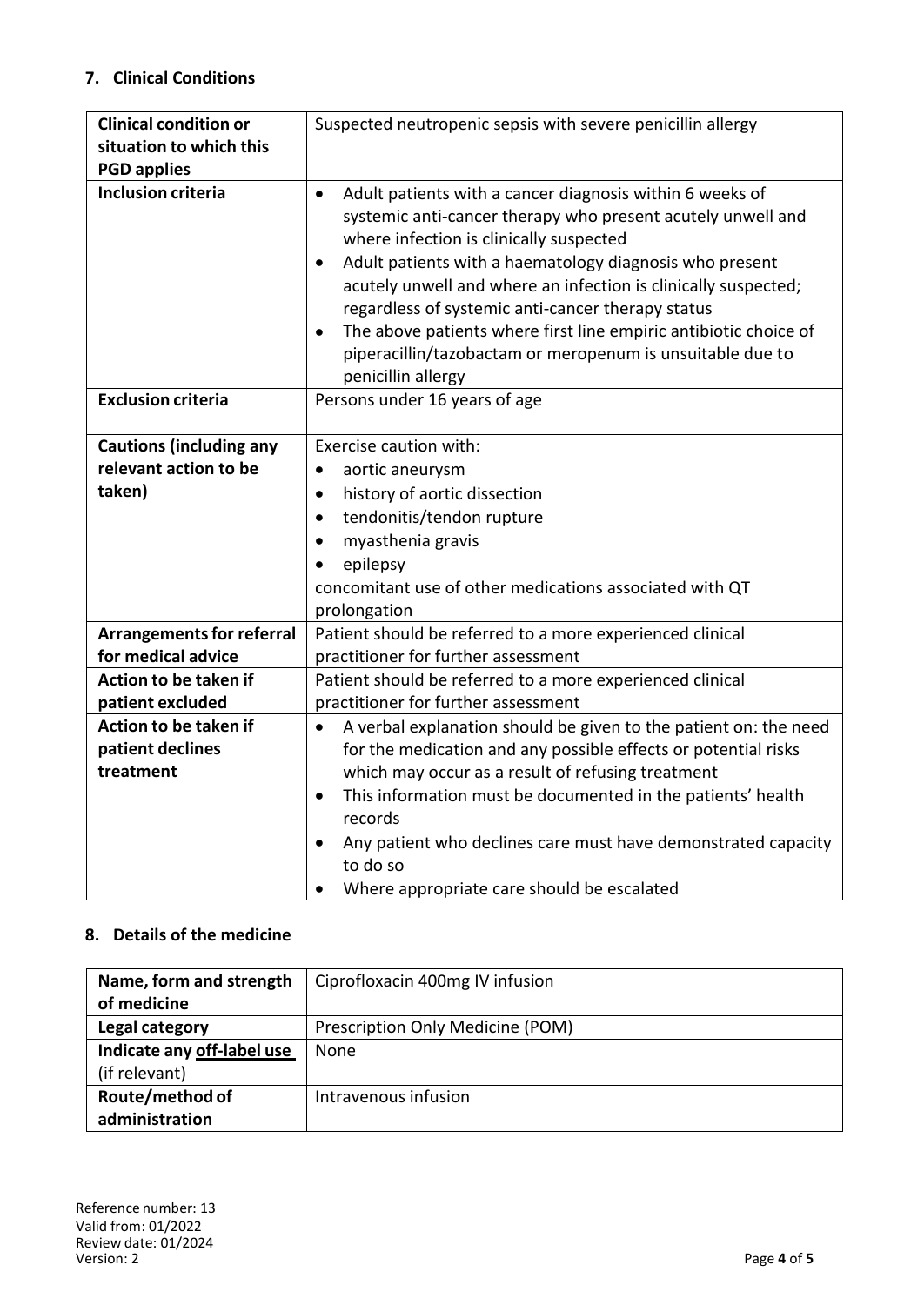## 7. Clinical Conditions

| | |
|---|---|
| **Clinical condition or situation to which this PGD applies** | Suspected neutropenic sepsis with severe penicillin allergy |
| **Inclusion criteria** | • Adult patients with a cancer diagnosis within 6 weeks of systemic anti-cancer therapy who present acutely unwell and where infection is clinically suspected<br>• Adult patients with a haematology diagnosis who present acutely unwell and where an infection is clinically suspected; regardless of systemic anti-cancer therapy status<br>• The above patients where first line empiric antibiotic choice of piperacillin/tazobactam or meropenum is unsuitable due to penicillin allergy |
| **Exclusion criteria** | Persons under 16 years of age |
| **Cautions (including any relevant action to be taken)** | Exercise caution with:<br>• aortic aneurysm<br>• history of aortic dissection<br>• tendonitis/tendon rupture<br>• myasthenia gravis<br>• epilepsy<br>concomitant use of other medications associated with QT prolongation |
| **Arrangements for referral for medical advice** | Patient should be referred to a more experienced clinical practitioner for further assessment |
| **Action to be taken if patient excluded** | Patient should be referred to a more experienced clinical practitioner for further assessment |
| **Action to be taken if patient declines treatment** | • A verbal explanation should be given to the patient on: the need for the medication and any possible effects or potential risks which may occur as a result of refusing treatment<br>• This information must be documented in the patients' health records<br>• Any patient who declines care must have demonstrated capacity to do so<br>• Where appropriate care should be escalated |

## 8. Details of the medicine

| | |
|---|---|
| **Name, form and strength of medicine** | Ciprofloxacin 400mg IV infusion |
| **Legal category** | Prescription Only Medicine (POM) |
| **Indicate any off-label use** (if relevant) | None |
| **Route/method of administration** | Intravenous infusion |

Reference number: 13
Valid from: 01/2022
Review date: 01/2024
Version: 2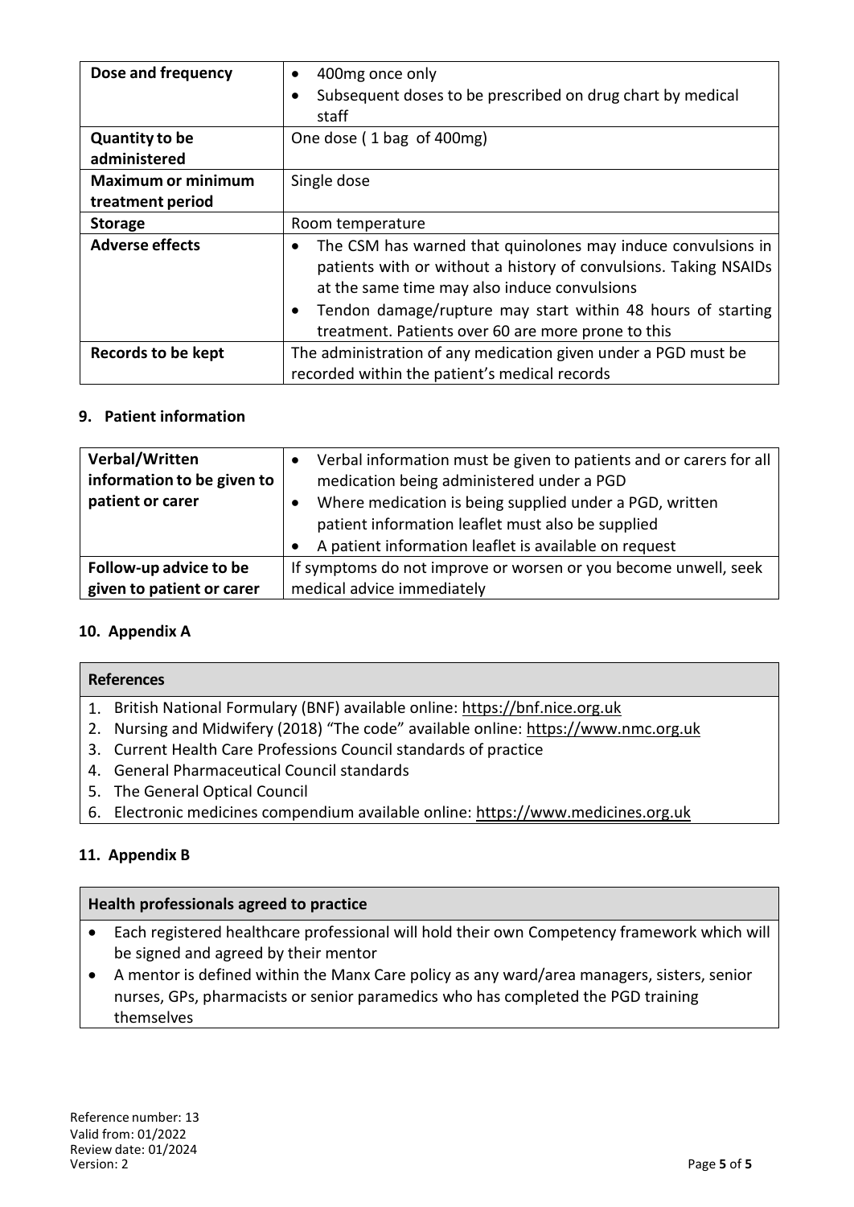| | |
|---|---|
| **Dose and frequency** | • 400mg once only<br>• Subsequent doses to be prescribed on drug chart by medical staff |
| **Quantity to be administered** | One dose ( 1 bag of 400mg) |
| **Maximum or minimum treatment period** | Single dose |
| **Storage** | Room temperature |
| **Adverse effects** | • The CSM has warned that quinolones may induce convulsions in patients with or without a history of convulsions. Taking NSAIDs at the same time may also induce convulsions<br>• Tendon damage/rupture may start within 48 hours of starting treatment. Patients over 60 are more prone to this |
| **Records to be kept** | The administration of any medication given under a PGD must be recorded within the patient's medical records |

## 9. Patient information

| | |
|---|---|
| **Verbal/Written information to be given to patient or carer** | • Verbal information must be given to patients and or carers for all medication being administered under a PGD<br>• Where medication is supplied under a PGD, written patient information leaflet must also be supplied<br>• A patient information leaflet is available on request |
| **Follow-up advice to be given to patient or carer** | If symptoms do not improve or worsen or you become unwell, seek medical advice immediately |

## 10. Appendix A

**References**

1. British National Formulary (BNF) available online: https://bnf.nice.org.uk
2. Nursing and Midwifery (2018) "The code" available online: https://www.nmc.org.uk
3. Current Health Care Professions Council standards of practice
4. General Pharmaceutical Council standards
5. The General Optical Council
6. Electronic medicines compendium available online: https://www.medicines.org.uk

## 11. Appendix B

**Health professionals agreed to practice**

- Each registered healthcare professional will hold their own Competency framework which will be signed and agreed by their mentor
- A mentor is defined within the Manx Care policy as any ward/area managers, sisters, senior nurses, GPs, pharmacists or senior paramedics who has completed the PGD training themselves

Reference number: 13
Valid from: 01/2022
Review date: 01/2024
Version: 2